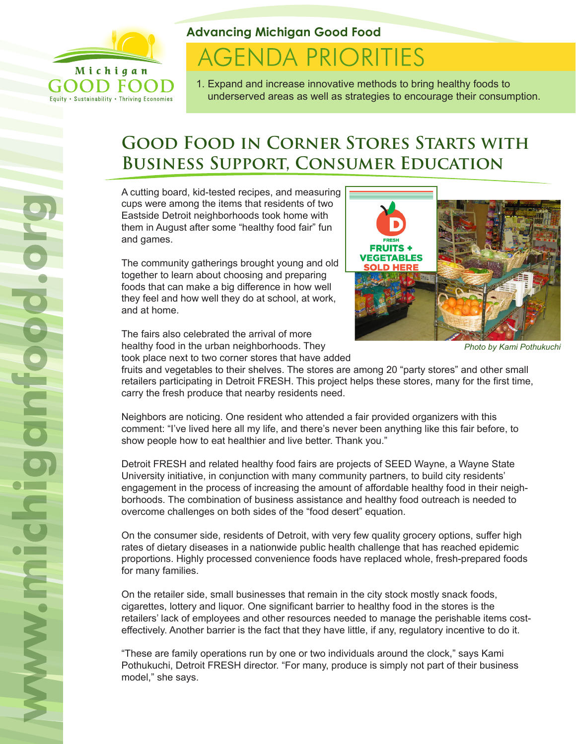Michigan GOOD FOOD

Equity • Sustainability • Thriving Economies

**Advancing Michigan Good Food**

# AGENDA PRIORITIES

1. Expand and increase innovative methods to bring healthy foods to underserved areas as well as strategies to encourage their consumption.

## Good Food in Corner Stores Starts with Business Support, Consumer Education

A cutting board, kid-tested recipes, and measuring cups were among the items that residents of two Eastside Detroit neighborhoods took home with them in August after some "healthy food fair" fun and games.

The community gatherings brought young and old together to learn about choosing and preparing foods that can make a big difference in how well they feel and how well they do at school, at work, and at home.

The fairs also celebrated the arrival of more healthy food in the urban neighborhoods. They took place next to two corner stores that have added fruits and vegetables to their shelves. The stores are among 20 "party stores" and other small retailers participating in Detroit FRESH. This project helps these stores, many for the first time, carry the fresh produce that nearby residents need.

FRESH FRUITS + VEGETABLES SOLD HERE

*Photo by Kami Pothukuchi*

Neighbors are noticing. One resident who attended a fair provided organizers with this comment: "I've lived here all my life, and there's never been anything like this fair before, to show people how to eat healthier and live better. Thank you."

Detroit FRESH and related healthy food fairs are projects of SEED Wayne, a Wayne State University initiative, in conjunction with many community partners, to build city residents' engagement in the process of increasing the amount of affordable healthy food in their neighborhoods. The combination of business assistance and healthy food outreach is needed to overcome challenges on both sides of the "food desert" equation.

On the consumer side, residents of Detroit, with very few quality grocery options, suffer high rates of dietary diseases in a nationwide public health challenge that has reached epidemic proportions. Highly processed convenience foods have replaced whole, fresh-prepared foods for many families.

On the retailer side, small businesses that remain in the city stock mostly snack foods, cigarettes, lottery and liquor. One significant barrier to healthy food in the stores is the retailers' lack of employees and other resources needed to manage the perishable items cost-effectively. Another barrier is the fact that they have little, if any, regulatory incentive to do it.

"These are family operations run by one or two individuals around the clock," says Kami Pothukuchi, Detroit FRESH director. "For many, produce is simply not part of their business model," she says.

www.michiganfood.org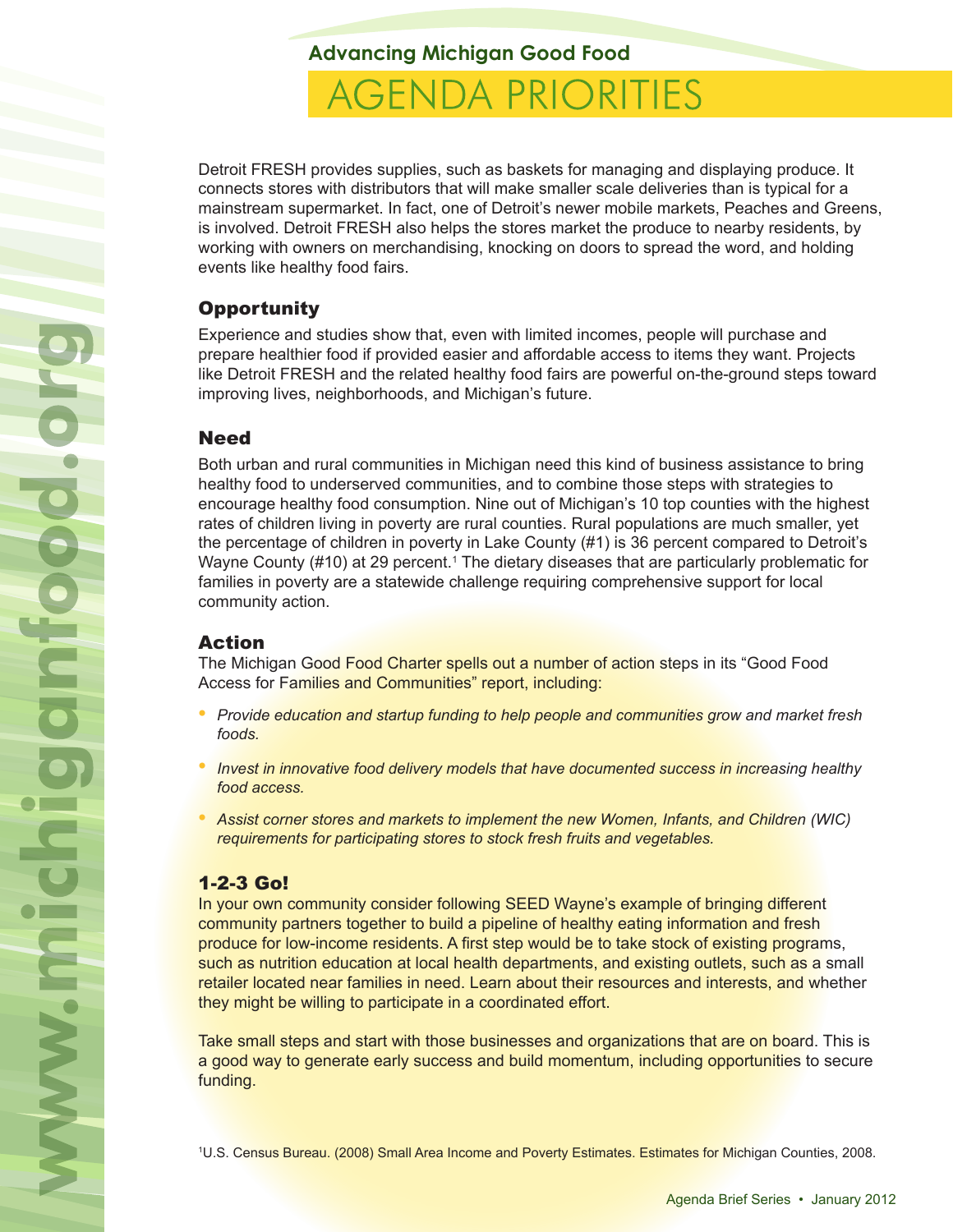Detroit FRESH provides supplies, such as baskets for managing and displaying produce. It connects stores with distributors that will make smaller scale deliveries than is typical for a mainstream supermarket. In fact, one of Detroit's newer mobile markets, Peaches and Greens, is involved. Detroit FRESH also helps the stores market the produce to nearby residents, by working with owners on merchandising, knocking on doors to spread the word, and holding events like healthy food fairs.

## Opportunity

Experience and studies show that, even with limited incomes, people will purchase and prepare healthier food if provided easier and affordable access to items they want. Projects like Detroit FRESH and the related healthy food fairs are powerful on-the-ground steps toward improving lives, neighborhoods, and Michigan's future.

## Need

Both urban and rural communities in Michigan need this kind of business assistance to bring healthy food to underserved communities, and to combine those steps with strategies to encourage healthy food consumption. Nine out of Michigan's 10 top counties with the highest rates of children living in poverty are rural counties. Rural populations are much smaller, yet the percentage of children in poverty in Lake County (#1) is 36 percent compared to Detroit's Wayne County (#10) at 29 percent.[1] The dietary diseases that are particularly problematic for families in poverty are a statewide challenge requiring comprehensive support for local community action.

## Action

The Michigan Good Food Charter spells out a number of action steps in its "Good Food Access for Families and Communities" report, including:

- *Provide education and startup funding to help people and communities grow and market fresh foods.*
- *Invest in innovative food delivery models that have documented success in increasing healthy food access.*
- *Assist corner stores and markets to implement the new Women, Infants, and Children (WIC) requirements for participating stores to stock fresh fruits and vegetables.*

## 1-2-3 Go!

In your own community consider following SEED Wayne's example of bringing different community partners together to build a pipeline of healthy eating information and fresh produce for low-income residents. A first step would be to take stock of existing programs, such as nutrition education at local health departments, and existing outlets, such as a small retailer located near families in need. Learn about their resources and interests, and whether they might be willing to participate in a coordinated effort.

Take small steps and start with those businesses and organizations that are on board. This is a good way to generate early success and build momentum, including opportunities to secure funding.

[1]U.S. Census Bureau. (2008) Small Area Income and Poverty Estimates. Estimates for Michigan Counties, 2008.